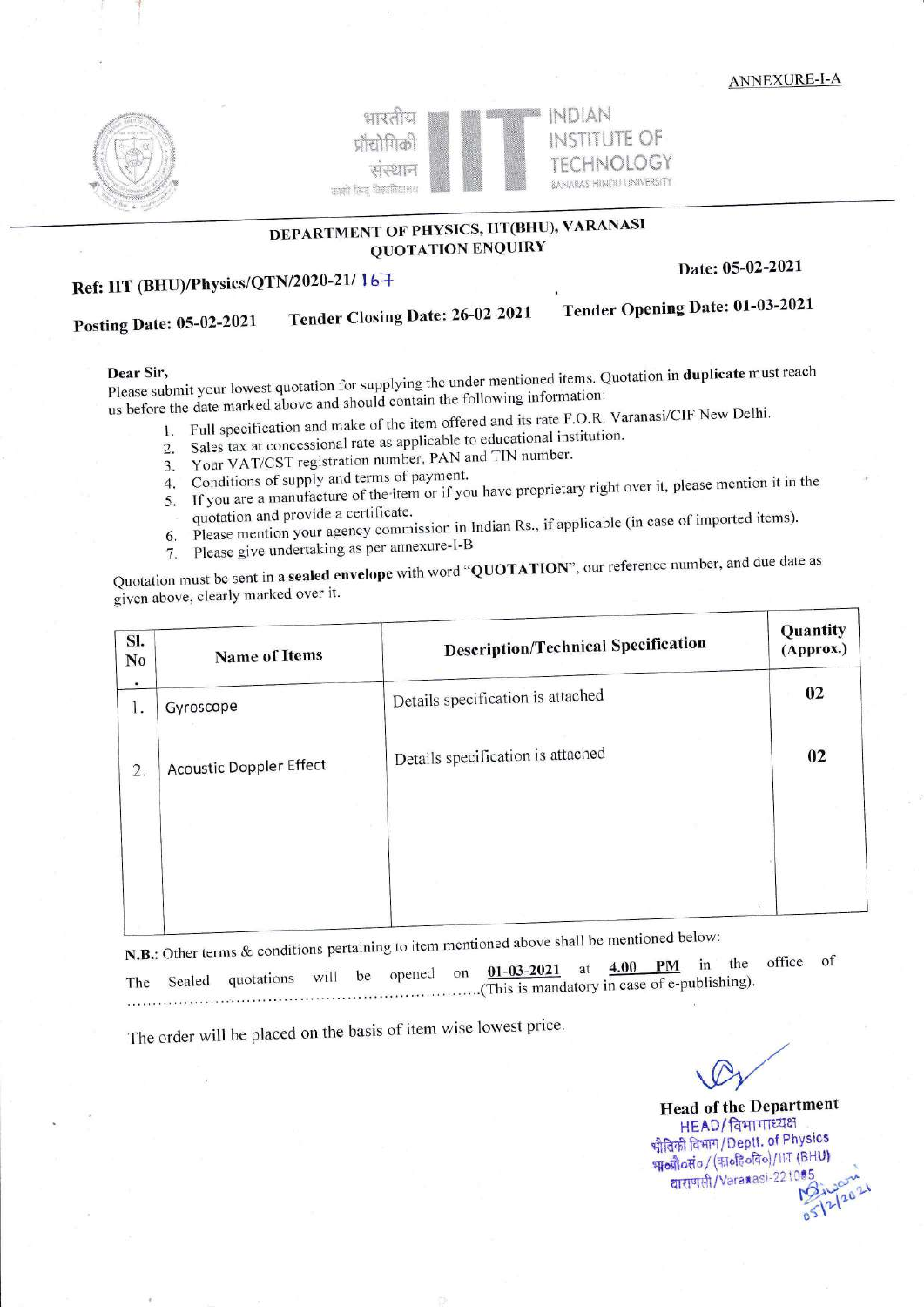ANNEXURE-I-A

भारतीय प्रौद्योगिकी संस्थान
काशी हिन्दू विश्वविद्यालय

INDIAN INSTITUTE OF TECHNOLOGY
BANARAS HINDU UNIVERSITY

## DEPARTMENT OF PHYSICS, IIT(BHU), VARANASI

## QUOTATION ENQUIRY

**Ref: IIT (BHU)/Physics/QTN/2020-21/ 167**

**Date: 05-02-2021**

**Posting Date: 05-02-2021** **Tender Closing Date: 26-02-2021** **Tender Opening Date: 01-03-2021**

**Dear Sir,**

Please submit your lowest quotation for supplying the under mentioned items. Quotation in **duplicate** must reach us before the date marked above and should contain the following information:

1. Full specification and make of the item offered and its rate F.O.R. Varanasi/CIF New Delhi.
2. Sales tax at concessional rate as applicable to educational institution.
3. Your VAT/CST registration number, PAN and TIN number.
4. Conditions of supply and terms of payment.
5. If you are a manufacture of the item or if you have proprietary right over it, please mention it in the quotation and provide a certificate.
6. Please mention your agency commission in Indian Rs., if applicable (in case of imported items).
7. Please give undertaking as per annexure-I-B

Quotation must be sent in a **sealed envelope** with word "**QUOTATION**", our reference number, and due date as given above, clearly marked over it.

| Sl. No. | Name of Items | Description/Technical Specification | Quantity (Approx.) |
|---|---|---|---|
| 1. | Gyroscope | Details specification is attached | 02 |
| 2. | Acoustic Doppler Effect | Details specification is attached | 02 |

N.B.: Other terms & conditions pertaining to item mentioned above shall be mentioned below:

The Sealed quotations will be opened on <u>01-03-2021</u> at <u>4.00 PM</u> in the office of ................................................................(This is mandatory in case of e-publishing).

The order will be placed on the basis of item wise lowest price.

**Head of the Department**

HEAD/विभागाध्यक्ष
भौतिकी विभाग/Deptt. of Physics
भा॰प्रौ॰सं॰/(का॰हि॰वि॰)/IIT (BHU)
वाराणसी/Varanasi-221005
05/2/2021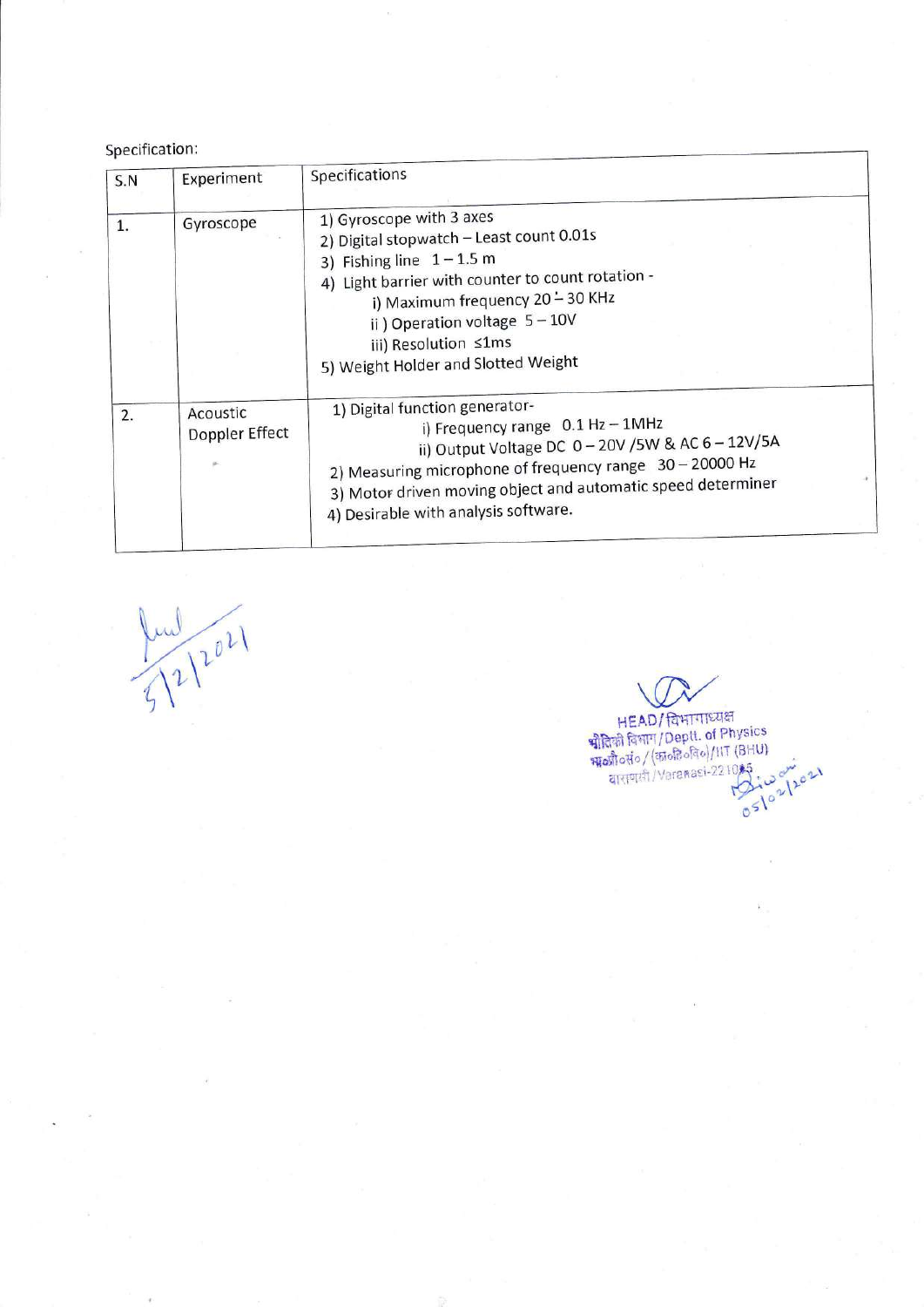Specification:

| S.N | Experiment | Specifications |
|---|---|---|
| 1. | Gyroscope | 1) Gyroscope with 3 axes<br>2) Digital stopwatch – Least count 0.01s<br>3) Fishing line 1 – 1.5 m<br>4) Light barrier with counter to count rotation -<br>i) Maximum frequency 20 – 30 KHz<br>ii ) Operation voltage 5 – 10V<br>iii) Resolution ≤1ms<br>5) Weight Holder and Slotted Weight |
| 2. | Acoustic Doppler Effect | 1) Digital function generator-<br>i) Frequency range 0.1 Hz – 1MHz<br>ii) Output Voltage DC 0 – 20V /5W & AC 6 – 12V/5A<br>2) Measuring microphone of frequency range 30 – 20000 Hz<br>3) Motor driven moving object and automatic speed determiner<br>4) Desirable with analysis software. |

5/2/2021

HEAD/विभागाध्यक्ष
भौतिकी विभाग/Deptt. of Physics
भा०प्रौ०सं०/(का०हि०वि०)/IIT (BHU)
वाराणसी/Varanasi-221005

05/02/2021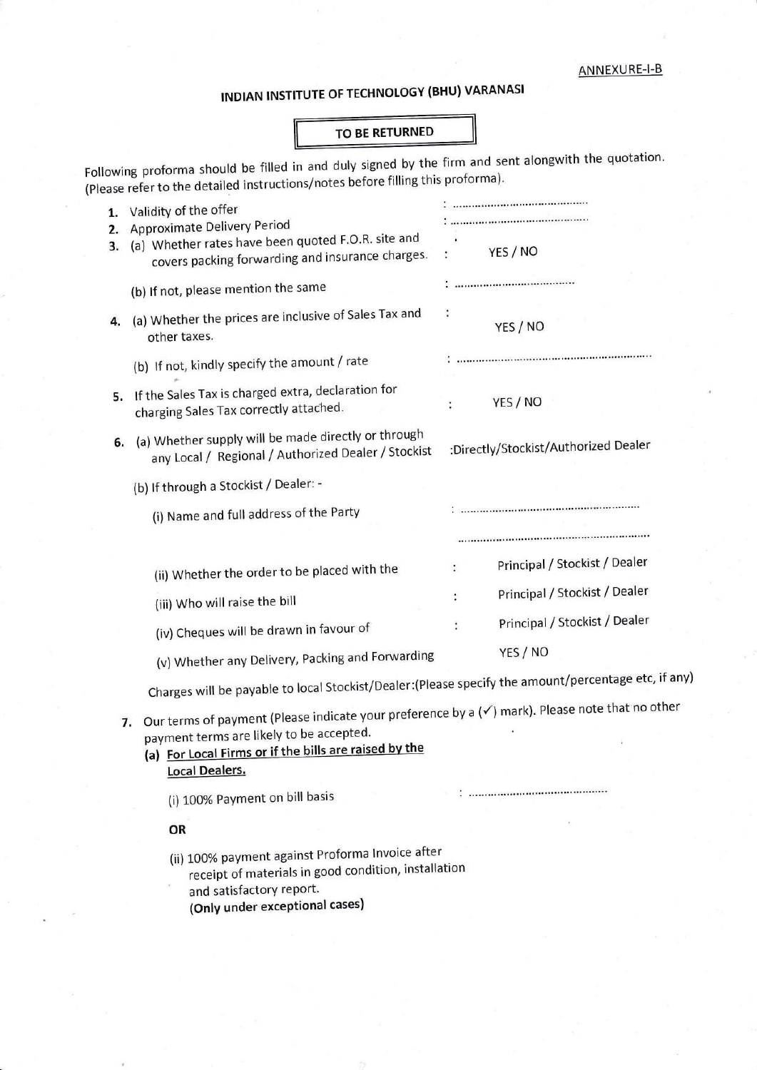ANNEXURE-I-B

# INDIAN INSTITUTE OF TECHNOLOGY (BHU) VARANASI

**TO BE RETURNED**

Following proforma should be filled in and duly signed by the firm and sent alongwith the quotation. (Please refer to the detailed instructions/notes before filling this proforma).

1. Validity of the offer : ..........................................
2. Approximate Delivery Period : ..........................................
3. (a) Whether rates have been quoted F.O.R. site and covers packing forwarding and insurance charges. : YES / NO

   (b) If not, please mention the same : ..........................................

4. (a) Whether the prices are inclusive of Sales Tax and other taxes. : YES / NO

   (b) If not, kindly specify the amount / rate : ..........................................

5. If the Sales Tax is charged extra, declaration for charging Sales Tax correctly attached. : YES / NO

6. (a) Whether supply will be made directly or through any Local / Regional / Authorized Dealer / Stockist :Directly/Stockist/Authorized Dealer

   (b) If through a Stockist / Dealer: -

   (i) Name and full address of the Party : ..........................................

   ..........................................

   (ii) Whether the order to be placed with the : Principal / Stockist / Dealer

   (iii) Who will raise the bill : Principal / Stockist / Dealer

   (iv) Cheques will be drawn in favour of : Principal / Stockist / Dealer

   (v) Whether any Delivery, Packing and Forwarding YES / NO

   Charges will be payable to local Stockist/Dealer:(Please specify the amount/percentage etc, if any)

7. Our terms of payment (Please indicate your preference by a (✓) mark). Please note that no other payment terms are likely to be accepted.

   **(a) For Local Firms or if the bills are raised by the Local Dealers.**

   (i) 100% Payment on bill basis : ..........................................

   **OR**

   (ii) 100% payment against Proforma Invoice after receipt of materials in good condition, installation and satisfactory report.
   **(Only under exceptional cases)**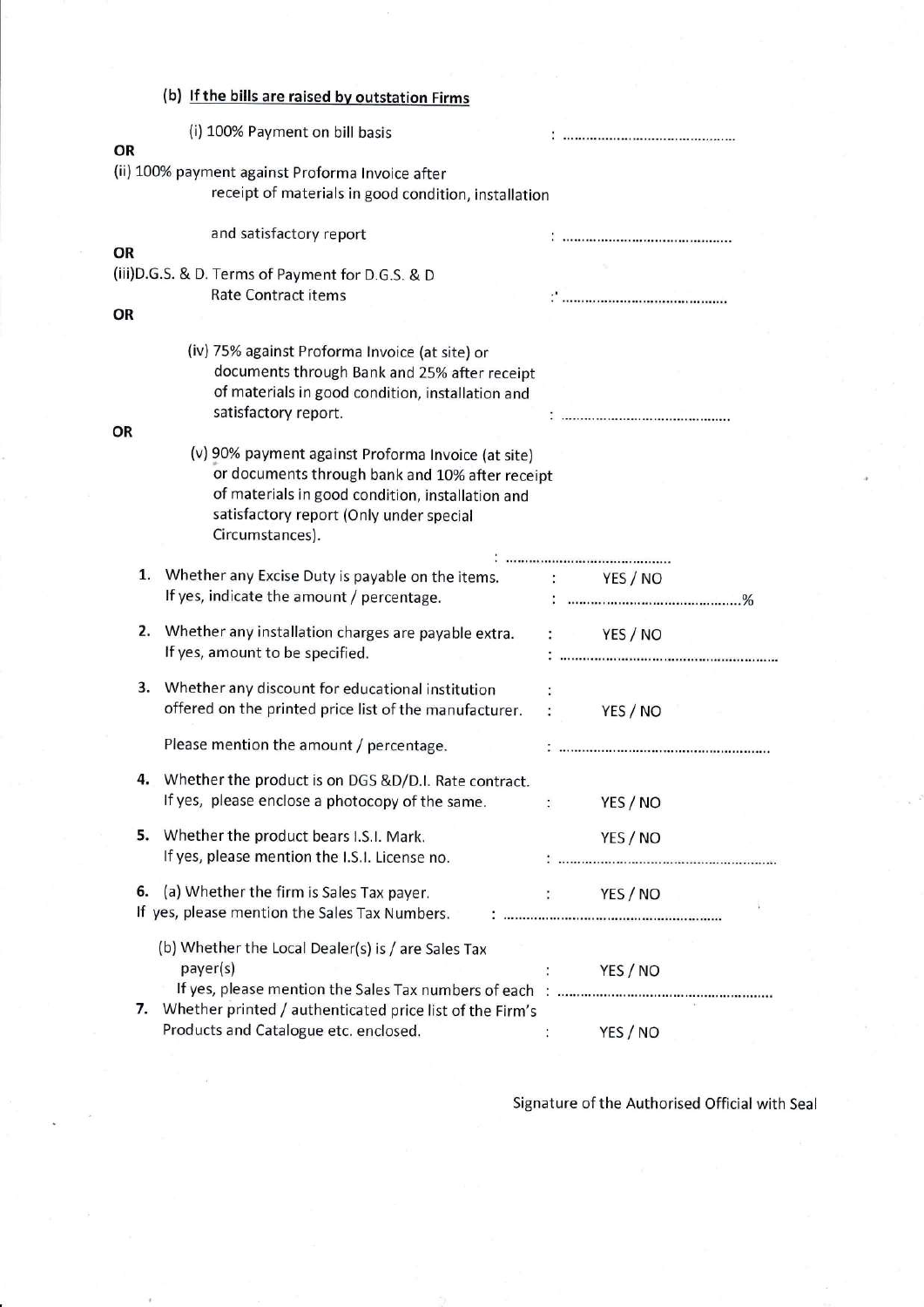**(b) If the bills are raised by outstation Firms**

(i) 100% Payment on bill basis : ............................................

OR

(ii) 100% payment against Proforma Invoice after receipt of materials in good condition, installation and satisfactory report : ............................................

OR

(iii)D.G.S. & D. Terms of Payment for D.G.S. & D Rate Contract items : ............................................

OR

(iv) 75% against Proforma Invoice (at site) or documents through Bank and 25% after receipt of materials in good condition, installation and satisfactory report. : ............................................

OR

(v) 90% payment against Proforma Invoice (at site) or documents through bank and 10% after receipt of materials in good condition, installation and satisfactory report (Only under special Circumstances). : ............................................

1. Whether any Excise Duty is payable on the items. : YES / NO
   If yes, indicate the amount / percentage. : ............................................%

2. Whether any installation charges are payable extra. : YES / NO
   If yes, amount to be specified. : ............................................

3. Whether any discount for educational institution offered on the printed price list of the manufacturer. : YES / NO

   Please mention the amount / percentage. : ............................................

4. Whether the product is on DGS &D/D.I. Rate contract.
   If yes, please enclose a photocopy of the same. : YES / NO

5. Whether the product bears I.S.I. Mark. YES / NO
   If yes, please mention the I.S.I. License no. : ............................................

6. (a) Whether the firm is Sales Tax payer. : YES / NO
   If yes, please mention the Sales Tax Numbers. : ............................................

   (b) Whether the Local Dealer(s) is / are Sales Tax payer(s) : YES / NO
   If yes, please mention the Sales Tax numbers of each : ............................................

7. Whether printed / authenticated price list of the Firm's Products and Catalogue etc. enclosed. : YES / NO

Signature of the Authorised Official with Seal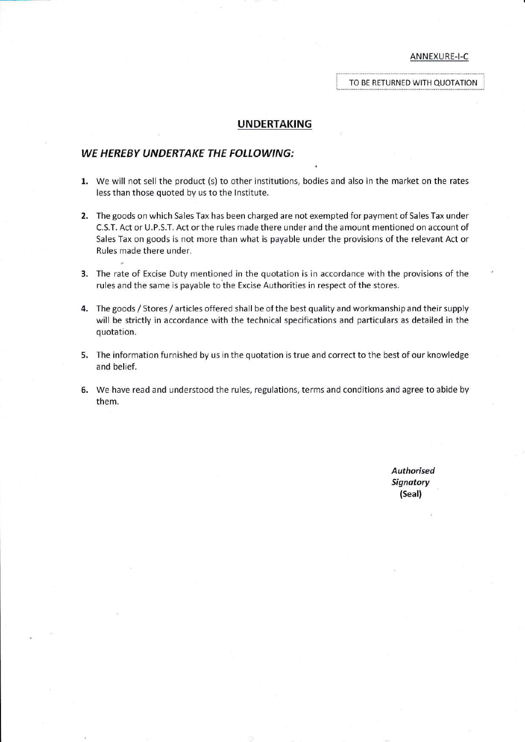ANNEXURE-I-C

TO BE RETURNED WITH QUOTATION

## UNDERTAKING

### *WE HEREBY UNDERTAKE THE FOLLOWING:*

1. We will not sell the product (s) to other institutions, bodies and also in the market on the rates less than those quoted by us to the Institute.

2. The goods on which Sales Tax has been charged are not exempted for payment of Sales Tax under C.S.T. Act or U.P.S.T. Act or the rules made there under and the amount mentioned on account of Sales Tax on goods is not more than what is payable under the provisions of the relevant Act or Rules made there under.

3. The rate of Excise Duty mentioned in the quotation is in accordance with the provisions of the rules and the same is payable to the Excise Authorities in respect of the stores.

4. The goods / Stores / articles offered shall be of the best quality and workmanship and their supply will be strictly in accordance with the technical specifications and particulars as detailed in the quotation.

5. The information furnished by us in the quotation is true and correct to the best of our knowledge and belief.

6. We have read and understood the rules, regulations, terms and conditions and agree to abide by them.

***Authorised Signatory***
**(Seal)**